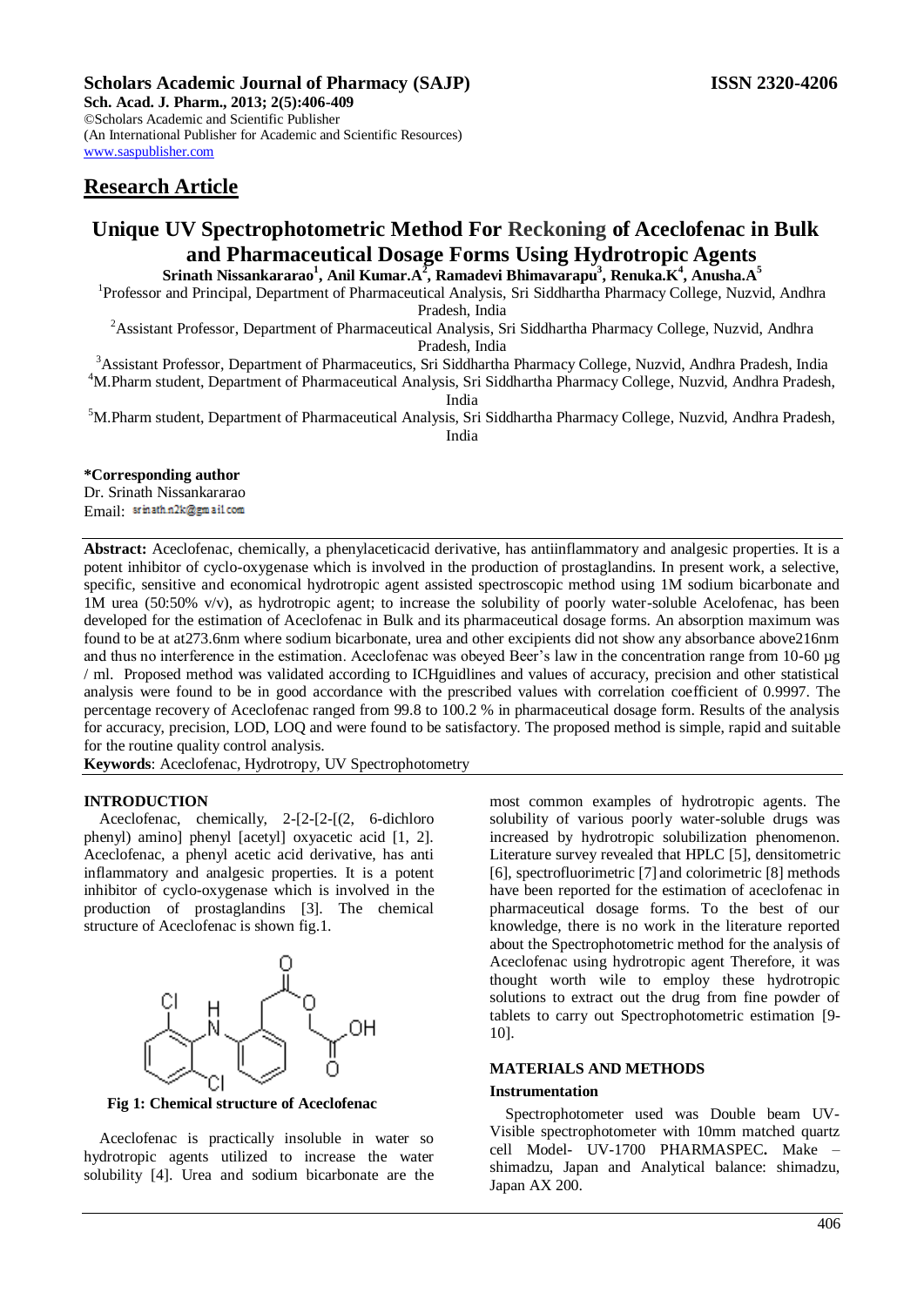**Scholars Academic Journal of Pharmacy (SAJP)** **ISSN 2320-4206**

**Sch. Acad. J. Pharm., 2013; 2(5):406-409**
©Scholars Academic and Scientific Publisher
(An International Publisher for Academic and Scientific Resources)
www.saspublisher.com

## Research Article

# Unique UV Spectrophotometric Method For Reckoning of Aceclofenac in Bulk and Pharmaceutical Dosage Forms Using Hydrotropic Agents

**Srinath Nissankararao[1], Anil Kumar.A[2], Ramadevi Bhimavarapu[3], Renuka.K[4], Anusha.A[5]**

[1]Professor and Principal, Department of Pharmaceutical Analysis, Sri Siddhartha Pharmacy College, Nuzvid, Andhra Pradesh, India

[2]Assistant Professor, Department of Pharmaceutical Analysis, Sri Siddhartha Pharmacy College, Nuzvid, Andhra Pradesh, India

[3]Assistant Professor, Department of Pharmaceutics, Sri Siddhartha Pharmacy College, Nuzvid, Andhra Pradesh, India

[4]M.Pharm student, Department of Pharmaceutical Analysis, Sri Siddhartha Pharmacy College, Nuzvid, Andhra Pradesh, India

[5]M.Pharm student, Department of Pharmaceutical Analysis, Sri Siddhartha Pharmacy College, Nuzvid, Andhra Pradesh, India

**\*Corresponding author**
Dr. Srinath Nissankararao
Email: srinath.n2k@gmail.com

**Abstract:** Aceclofenac, chemically, a phenylaceticacid derivative, has antiinflammatory and analgesic properties. It is a potent inhibitor of cyclo-oxygenase which is involved in the production of prostaglandins. In present work, a selective, specific, sensitive and economical hydrotropic agent assisted spectroscopic method using 1M sodium bicarbonate and 1M urea (50:50% v/v), as hydrotropic agent; to increase the solubility of poorly water-soluble Acelofenac, has been developed for the estimation of Aceclofenac in Bulk and its pharmaceutical dosage forms. An absorption maximum was found to be at at273.6nm where sodium bicarbonate, urea and other excipients did not show any absorbance above216nm and thus no interference in the estimation. Aceclofenac was obeyed Beer's law in the concentration range from 10-60 µg / ml. Proposed method was validated according to ICHguidlines and values of accuracy, precision and other statistical analysis were found to be in good accordance with the prescribed values with correlation coefficient of 0.9997. The percentage recovery of Aceclofenac ranged from 99.8 to 100.2 % in pharmaceutical dosage form. Results of the analysis for accuracy, precision, LOD, LOQ and were found to be satisfactory. The proposed method is simple, rapid and suitable for the routine quality control analysis.

**Keywords**: Aceclofenac, Hydrotropy, UV Spectrophotometry

## INTRODUCTION

Aceclofenac, chemically, 2-[2-[2-[(2, 6-dichloro phenyl) amino] phenyl [acetyl] oxyacetic acid [1, 2]. Aceclofenac, a phenyl acetic acid derivative, has anti inflammatory and analgesic properties. It is a potent inhibitor of cyclo-oxygenase which is involved in the production of prostaglandins [3]. The chemical structure of Aceclofenac is shown fig.1.

**Fig 1: Chemical structure of Aceclofenac**

Aceclofenac is practically insoluble in water so hydrotropic agents utilized to increase the water solubility [4]. Urea and sodium bicarbonate are the most common examples of hydrotropic agents. The solubility of various poorly water-soluble drugs was increased by hydrotropic solubilization phenomenon. Literature survey revealed that HPLC [5], densitometric [6], spectrofluorimetric [7] and colorimetric [8] methods have been reported for the estimation of aceclofenac in pharmaceutical dosage forms. To the best of our knowledge, there is no work in the literature reported about the Spectrophotometric method for the analysis of Aceclofenac using hydrotropic agent Therefore, it was thought worth wile to employ these hydrotropic solutions to extract out the drug from fine powder of tablets to carry out Spectrophotometric estimation [9-10].

## MATERIALS AND METHODS

### Instrumentation

Spectrophotometer used was Double beam UV-Visible spectrophotometer with 10mm matched quartz cell Model- UV-1700 PHARMASPEC**.** Make – shimadzu, Japan and Analytical balance: shimadzu, Japan AX 200.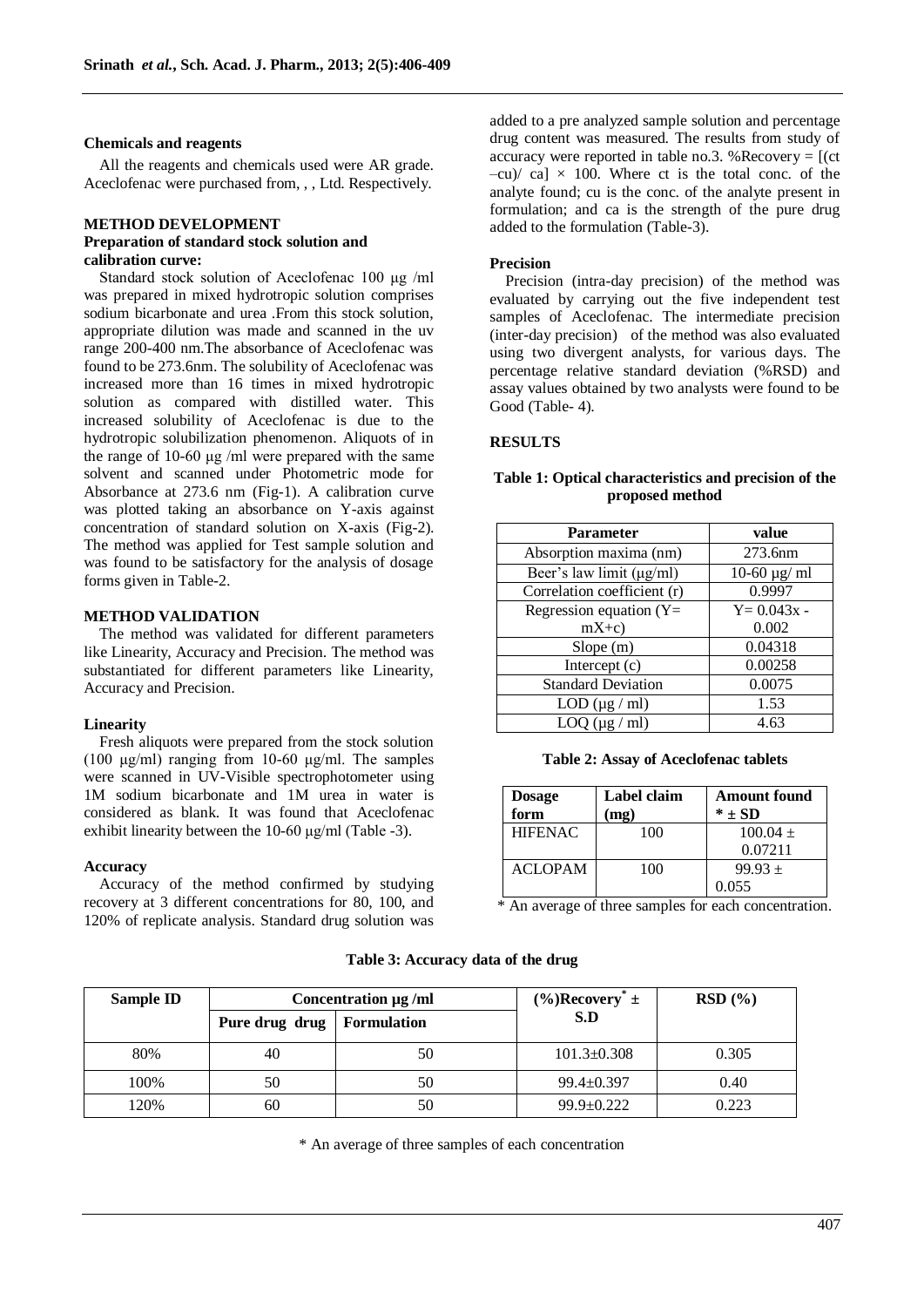### Chemicals and reagents

All the reagents and chemicals used were AR grade. Aceclofenac were purchased from, , , Ltd. Respectively.

## METHOD DEVELOPMENT

### Preparation of standard stock solution and calibration curve:

Standard stock solution of Aceclofenac 100 µg /ml was prepared in mixed hydrotropic solution comprises sodium bicarbonate and urea .From this stock solution, appropriate dilution was made and scanned in the uv range 200-400 nm.The absorbance of Aceclofenac was found to be 273.6nm. The solubility of Aceclofenac was increased more than 16 times in mixed hydrotropic solution as compared with distilled water. This increased solubility of Aceclofenac is due to the hydrotropic solubilization phenomenon. Aliquots of in the range of 10-60 µg /ml were prepared with the same solvent and scanned under Photometric mode for Absorbance at 273.6 nm (Fig-1). A calibration curve was plotted taking an absorbance on Y-axis against concentration of standard solution on X-axis (Fig-2). The method was applied for Test sample solution and was found to be satisfactory for the analysis of dosage forms given in Table-2.

## METHOD VALIDATION

The method was validated for different parameters like Linearity, Accuracy and Precision. The method was substantiated for different parameters like Linearity, Accuracy and Precision.

### Linearity

Fresh aliquots were prepared from the stock solution (100 µg/ml) ranging from 10-60 µg/ml. The samples were scanned in UV-Visible spectrophotometer using 1M sodium bicarbonate and 1M urea in water is considered as blank. It was found that Aceclofenac exhibit linearity between the 10-60 µg/ml (Table -3).

### Accuracy

Accuracy of the method confirmed by studying recovery at 3 different concentrations for 80, 100, and 120% of replicate analysis. Standard drug solution was added to a pre analyzed sample solution and percentage drug content was measured. The results from study of accuracy were reported in table no.3. %Recovery = $[(ct - cu)/ ca] \times 100$. Where ct is the total conc. of the analyte found; cu is the conc. of the analyte present in formulation; and ca is the strength of the pure drug added to the formulation (Table-3).

### Precision

Precision (intra-day precision) of the method was evaluated by carrying out the five independent test samples of Aceclofenac. The intermediate precision (inter-day precision) of the method was also evaluated using two divergent analysts, for various days. The percentage relative standard deviation (%RSD) and assay values obtained by two analysts were found to be Good (Table- 4).

## RESULTS

**Table 1: Optical characteristics and precision of the proposed method**

| Parameter | value |
|---|---|
| Absorption maxima (nm) | 273.6nm |
| Beer's law limit (µg/ml) | 10-60 µg/ ml |
| Correlation coefficient (r) | 0.9997 |
| Regression equation (Y= mX+c) | Y= 0.043x - 0.002 |
| Slope (m) | 0.04318 |
| Intercept (c) | 0.00258 |
| Standard Deviation | 0.0075 |
| LOD (µg / ml) | 1.53 |
| LOQ (µg / ml) | 4.63 |

**Table 2: Assay of Aceclofenac tablets**

| Dosage form | Label claim (mg) | Amount found * ± SD |
|---|---|---|
| HIFENAC | 100 | 100.04 ± 0.07211 |
| ACLOPAM | 100 | 99.93 ± 0.055 |

\* An average of three samples for each concentration.

**Table 3: Accuracy data of the drug**

| Sample ID | Concentration µg /ml | | (%)Recovery* ± S.D | RSD (%) |
|---|---|---|---|---|
| | Pure drug drug | Formulation | | |
| 80% | 40 | 50 | 101.3±0.308 | 0.305 |
| 100% | 50 | 50 | 99.4±0.397 | 0.40 |
| 120% | 60 | 50 | 99.9±0.222 | 0.223 |

\* An average of three samples of each concentration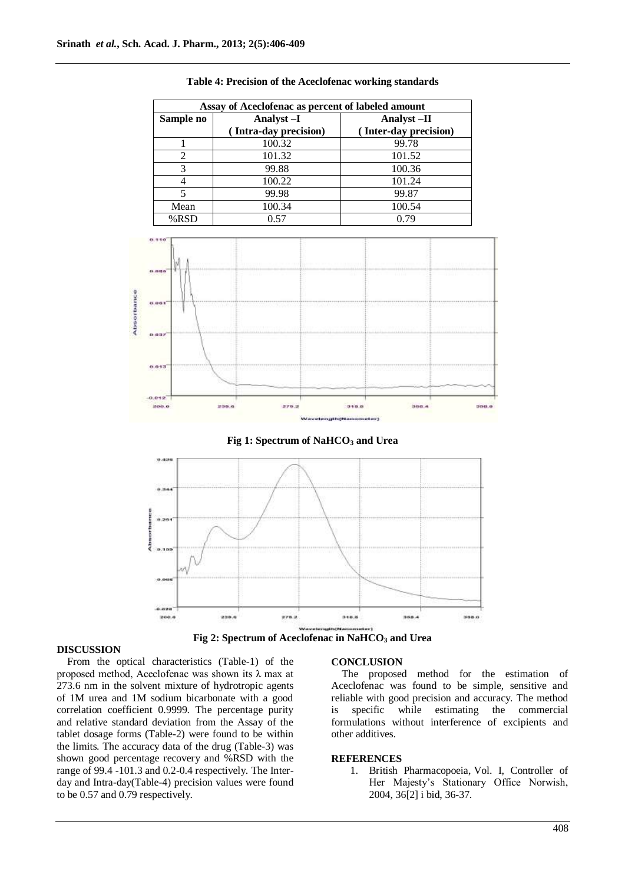**Table 4: Precision of the Aceclofenac working standards**

| Assay of Aceclofenac as percent of labeled amount | | |
|---|---|---|
| Sample no | Analyst –I ( Intra-day precision) | Analyst –II ( Inter-day precision) |
| 1 | 100.32 | 99.78 |
| 2 | 101.32 | 101.52 |
| 3 | 99.88 | 100.36 |
| 4 | 100.22 | 101.24 |
| 5 | 99.98 | 99.87 |
| Mean | 100.34 | 100.54 |
| %RSD | 0.57 | 0.79 |

**Fig 1: Spectrum of $NaHCO_3$ and Urea**

**Fig 2: Spectrum of Aceclofenac in $NaHCO_3$ and Urea**

## DISCUSSION

From the optical characteristics (Table-1) of the proposed method, Aceclofenac was shown its λ max at 273.6 nm in the solvent mixture of hydrotropic agents of 1M urea and 1M sodium bicarbonate with a good correlation coefficient 0.9999. The percentage purity and relative standard deviation from the Assay of the tablet dosage forms (Table-2) were found to be within the limits. The accuracy data of the drug (Table-3) was shown good percentage recovery and %RSD with the range of 99.4 -101.3 and 0.2-0.4 respectively. The Inter-day and Intra-day(Table-4) precision values were found to be 0.57 and 0.79 respectively.

## CONCLUSION

The proposed method for the estimation of Aceclofenac was found to be simple, sensitive and reliable with good precision and accuracy. The method is specific while estimating the commercial formulations without interference of excipients and other additives.

## REFERENCES

1. British Pharmacopoeia, Vol. I, Controller of Her Majesty's Stationary Office Norwish, 2004, 36[2] i bid, 36-37.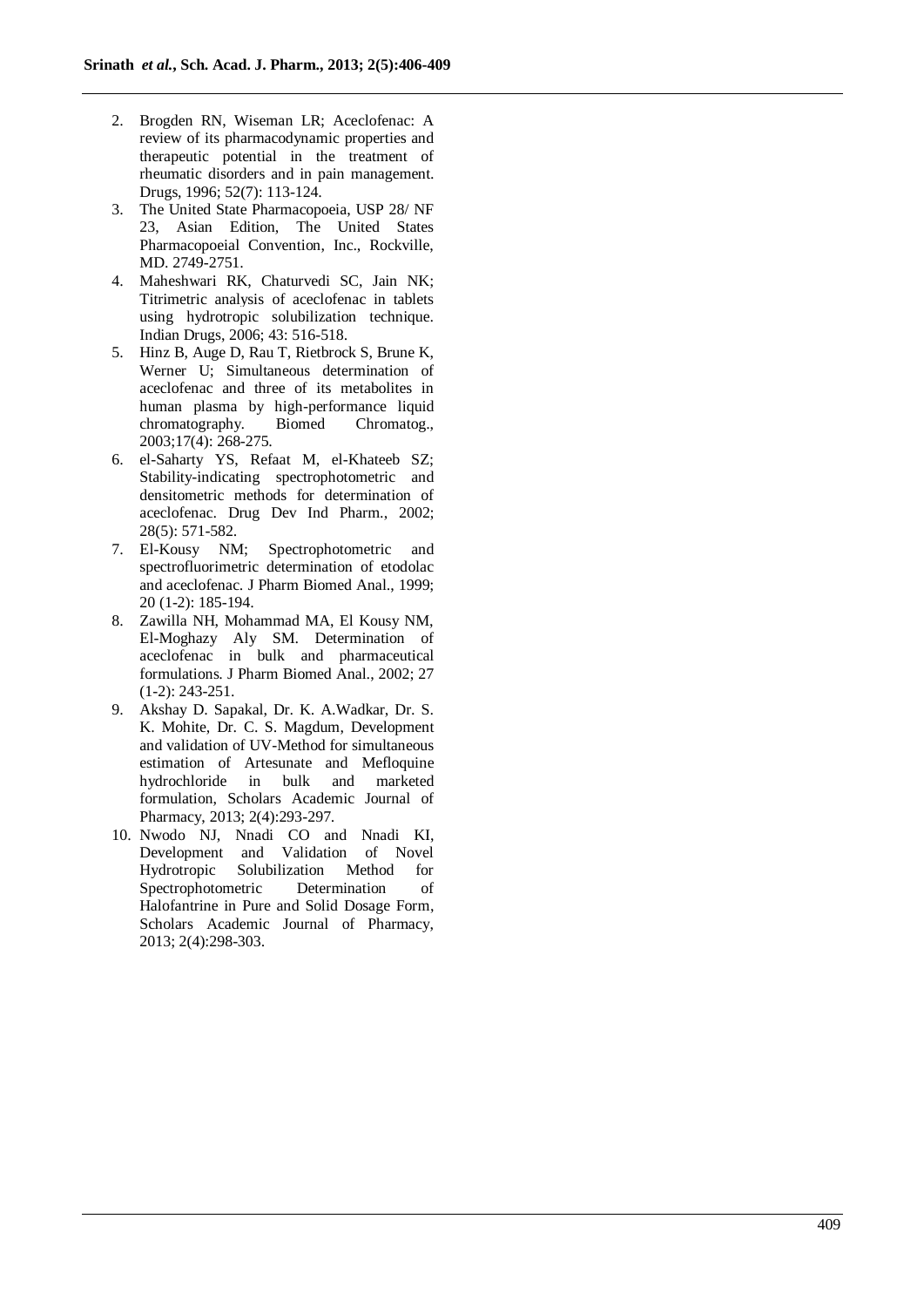2. Brogden RN, Wiseman LR; Aceclofenac: A review of its pharmacodynamic properties and therapeutic potential in the treatment of rheumatic disorders and in pain management. Drugs, 1996; 52(7): 113-124.
3. The United State Pharmacopoeia, USP 28/ NF 23, Asian Edition, The United States Pharmacopoeial Convention, Inc., Rockville, MD. 2749-2751.
4. Maheshwari RK, Chaturvedi SC, Jain NK; Titrimetric analysis of aceclofenac in tablets using hydrotropic solubilization technique. Indian Drugs, 2006; 43: 516-518.
5. Hinz B, Auge D, Rau T, Rietbrock S, Brune K, Werner U; Simultaneous determination of aceclofenac and three of its metabolites in human plasma by high-performance liquid chromatography. Biomed Chromatog., 2003;17(4): 268-275.
6. el-Saharty YS, Refaat M, el-Khateeb SZ; Stability-indicating spectrophotometric and densitometric methods for determination of aceclofenac. Drug Dev Ind Pharm., 2002; 28(5): 571-582.
7. El-Kousy NM; Spectrophotometric and spectrofluorimetric determination of etodolac and aceclofenac. J Pharm Biomed Anal., 1999; 20 (1-2): 185-194.
8. Zawilla NH, Mohammad MA, El Kousy NM, El-Moghazy Aly SM. Determination of aceclofenac in bulk and pharmaceutical formulations. J Pharm Biomed Anal., 2002; 27 (1-2): 243-251.
9. Akshay D. Sapakal, Dr. K. A.Wadkar, Dr. S. K. Mohite, Dr. C. S. Magdum, Development and validation of UV-Method for simultaneous estimation of Artesunate and Mefloquine hydrochloride in bulk and marketed formulation, Scholars Academic Journal of Pharmacy, 2013; 2(4):293-297.
10. Nwodo NJ, Nnadi CO and Nnadi KI, Development and Validation of Novel Hydrotropic Solubilization Method for Spectrophotometric Determination of Halofantrine in Pure and Solid Dosage Form, Scholars Academic Journal of Pharmacy, 2013; 2(4):298-303.